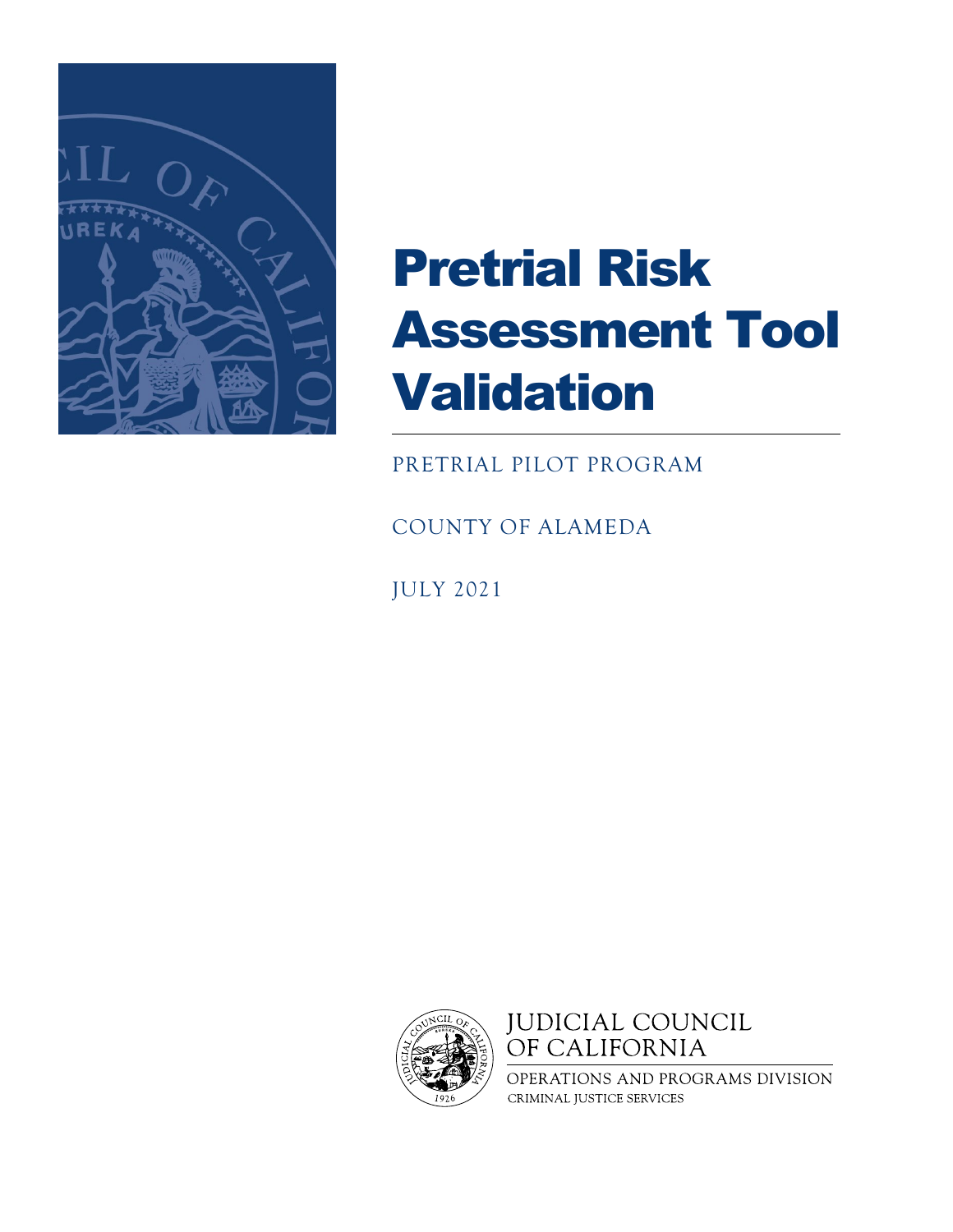# Pretrial Risk Assessment Tool Validation

PRETRIAL PILOT PROGRAM

COUNTY OF ALAMEDA

JULY 2021

JUDICIAL COUNCIL OF CALIFORNIA

OPERATIONS AND PROGRAMS DIVISION

CRIMINAL JUSTICE SERVICES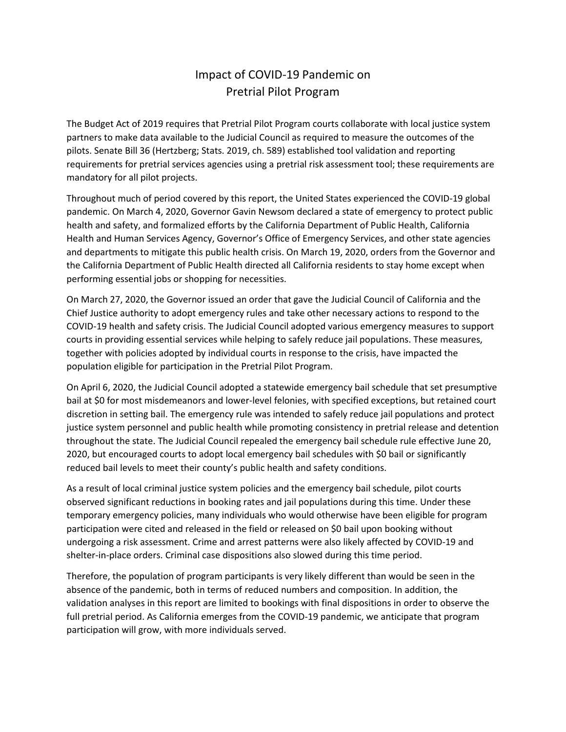# Impact of COVID-19 Pandemic on Pretrial Pilot Program

The Budget Act of 2019 requires that Pretrial Pilot Program courts collaborate with local justice system partners to make data available to the Judicial Council as required to measure the outcomes of the pilots. Senate Bill 36 (Hertzberg; Stats. 2019, ch. 589) established tool validation and reporting requirements for pretrial services agencies using a pretrial risk assessment tool; these requirements are mandatory for all pilot projects.

Throughout much of period covered by this report, the United States experienced the COVID-19 global pandemic. On March 4, 2020, Governor Gavin Newsom declared a state of emergency to protect public health and safety, and formalized efforts by the California Department of Public Health, California Health and Human Services Agency, Governor's Office of Emergency Services, and other state agencies and departments to mitigate this public health crisis. On March 19, 2020, orders from the Governor and the California Department of Public Health directed all California residents to stay home except when performing essential jobs or shopping for necessities.

On March 27, 2020, the Governor issued an order that gave the Judicial Council of California and the Chief Justice authority to adopt emergency rules and take other necessary actions to respond to the COVID-19 health and safety crisis. The Judicial Council adopted various emergency measures to support courts in providing essential services while helping to safely reduce jail populations. These measures, together with policies adopted by individual courts in response to the crisis, have impacted the population eligible for participation in the Pretrial Pilot Program.

On April 6, 2020, the Judicial Council adopted a statewide emergency bail schedule that set presumptive bail at $0 for most misdemeanors and lower-level felonies, with specified exceptions, but retained court discretion in setting bail. The emergency rule was intended to safely reduce jail populations and protect justice system personnel and public health while promoting consistency in pretrial release and detention throughout the state. The Judicial Council repealed the emergency bail schedule rule effective June 20, 2020, but encouraged courts to adopt local emergency bail schedules with $0 bail or significantly reduced bail levels to meet their county's public health and safety conditions.

As a result of local criminal justice system policies and the emergency bail schedule, pilot courts observed significant reductions in booking rates and jail populations during this time. Under these temporary emergency policies, many individuals who would otherwise have been eligible for program participation were cited and released in the field or released on $0 bail upon booking without undergoing a risk assessment. Crime and arrest patterns were also likely affected by COVID-19 and shelter-in-place orders. Criminal case dispositions also slowed during this time period.

Therefore, the population of program participants is very likely different than would be seen in the absence of the pandemic, both in terms of reduced numbers and composition. In addition, the validation analyses in this report are limited to bookings with final dispositions in order to observe the full pretrial period. As California emerges from the COVID-19 pandemic, we anticipate that program participation will grow, with more individuals served.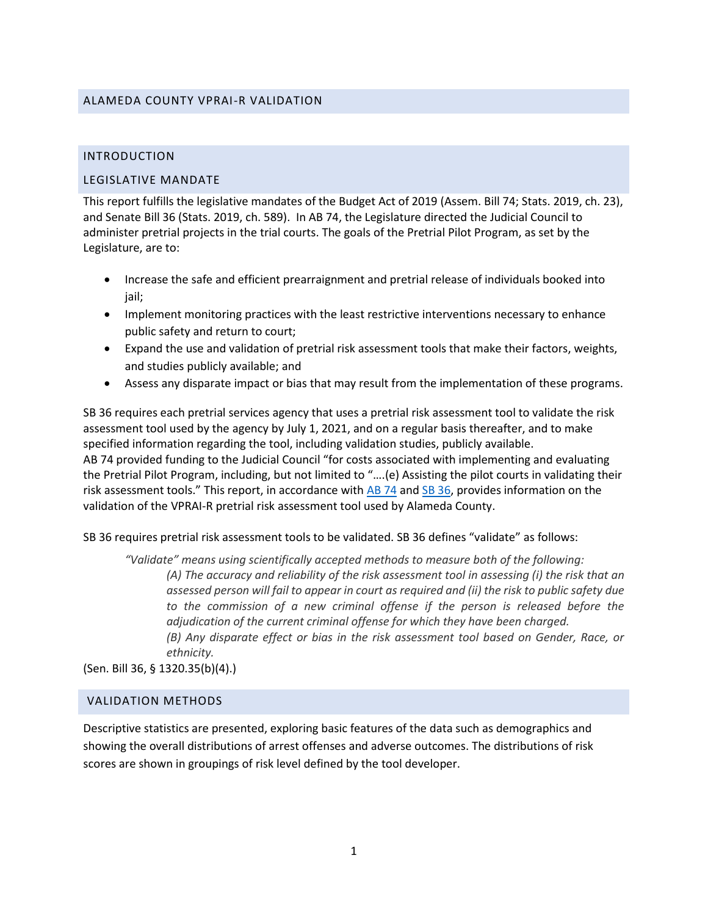## ALAMEDA COUNTY VPRAI-R VALIDATION

## INTRODUCTION

### LEGISLATIVE MANDATE

This report fulfills the legislative mandates of the Budget Act of 2019 (Assem. Bill 74; Stats. 2019, ch. 23), and Senate Bill 36 (Stats. 2019, ch. 589). In AB 74, the Legislature directed the Judicial Council to administer pretrial projects in the trial courts. The goals of the Pretrial Pilot Program, as set by the Legislature, are to:

- Increase the safe and efficient prearraignment and pretrial release of individuals booked into jail;
- Implement monitoring practices with the least restrictive interventions necessary to enhance public safety and return to court;
- Expand the use and validation of pretrial risk assessment tools that make their factors, weights, and studies publicly available; and
- Assess any disparate impact or bias that may result from the implementation of these programs.

SB 36 requires each pretrial services agency that uses a pretrial risk assessment tool to validate the risk assessment tool used by the agency by July 1, 2021, and on a regular basis thereafter, and to make specified information regarding the tool, including validation studies, publicly available.
AB 74 provided funding to the Judicial Council "for costs associated with implementing and evaluating the Pretrial Pilot Program, including, but not limited to "….(e) Assisting the pilot courts in validating their risk assessment tools." This report, in accordance with AB 74 and SB 36, provides information on the validation of the VPRAI-R pretrial risk assessment tool used by Alameda County.

SB 36 requires pretrial risk assessment tools to be validated. SB 36 defines "validate" as follows:

> *"Validate" means using scientifically accepted methods to measure both of the following:*
>
> *(A) The accuracy and reliability of the risk assessment tool in assessing (i) the risk that an assessed person will fail to appear in court as required and (ii) the risk to public safety due to the commission of a new criminal offense if the person is released before the adjudication of the current criminal offense for which they have been charged.*
>
> *(B) Any disparate effect or bias in the risk assessment tool based on Gender, Race, or ethnicity.*

(Sen. Bill 36, § 1320.35(b)(4).)

## VALIDATION METHODS

Descriptive statistics are presented, exploring basic features of the data such as demographics and showing the overall distributions of arrest offenses and adverse outcomes. The distributions of risk scores are shown in groupings of risk level defined by the tool developer.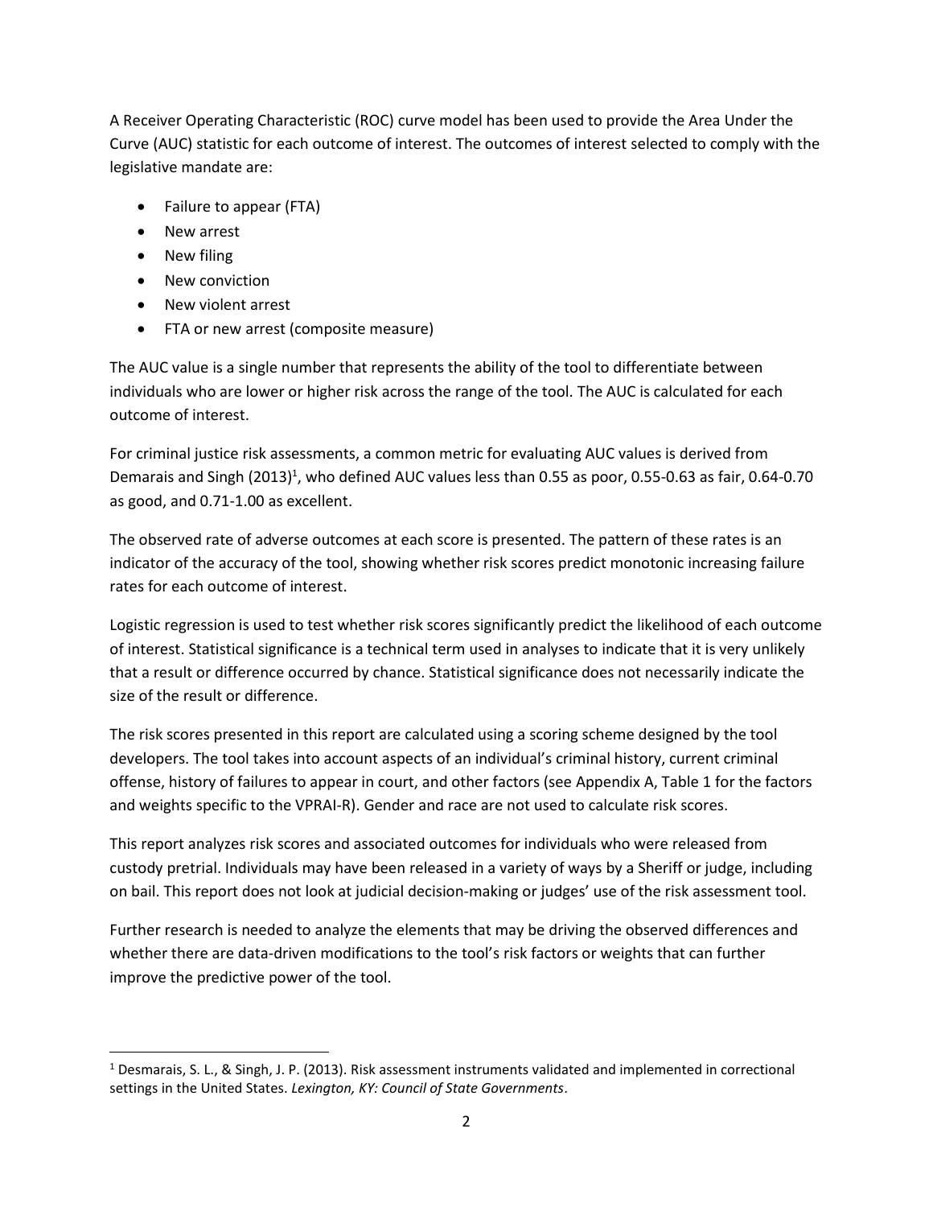A Receiver Operating Characteristic (ROC) curve model has been used to provide the Area Under the Curve (AUC) statistic for each outcome of interest. The outcomes of interest selected to comply with the legislative mandate are:

- Failure to appear (FTA)
- New arrest
- New filing
- New conviction
- New violent arrest
- FTA or new arrest (composite measure)

The AUC value is a single number that represents the ability of the tool to differentiate between individuals who are lower or higher risk across the range of the tool. The AUC is calculated for each outcome of interest.

For criminal justice risk assessments, a common metric for evaluating AUC values is derived from Demarais and Singh (2013)[1], who defined AUC values less than 0.55 as poor, 0.55-0.63 as fair, 0.64-0.70 as good, and 0.71-1.00 as excellent.

The observed rate of adverse outcomes at each score is presented. The pattern of these rates is an indicator of the accuracy of the tool, showing whether risk scores predict monotonic increasing failure rates for each outcome of interest.

Logistic regression is used to test whether risk scores significantly predict the likelihood of each outcome of interest. Statistical significance is a technical term used in analyses to indicate that it is very unlikely that a result or difference occurred by chance. Statistical significance does not necessarily indicate the size of the result or difference.

The risk scores presented in this report are calculated using a scoring scheme designed by the tool developers. The tool takes into account aspects of an individual's criminal history, current criminal offense, history of failures to appear in court, and other factors (see Appendix A, Table 1 for the factors and weights specific to the VPRAI-R). Gender and race are not used to calculate risk scores.

This report analyzes risk scores and associated outcomes for individuals who were released from custody pretrial. Individuals may have been released in a variety of ways by a Sheriff or judge, including on bail. This report does not look at judicial decision-making or judges' use of the risk assessment tool.

Further research is needed to analyze the elements that may be driving the observed differences and whether there are data-driven modifications to the tool's risk factors or weights that can further improve the predictive power of the tool.

---

[1] Desmarais, S. L., & Singh, J. P. (2013). Risk assessment instruments validated and implemented in correctional settings in the United States. *Lexington, KY: Council of State Governments*.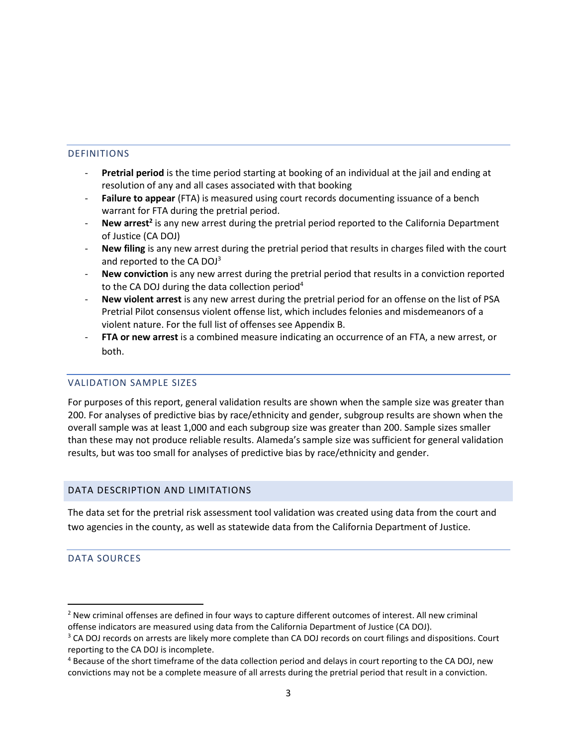## DEFINITIONS

- **Pretrial period** is the time period starting at booking of an individual at the jail and ending at resolution of any and all cases associated with that booking
- **Failure to appear** (FTA) is measured using court records documenting issuance of a bench warrant for FTA during the pretrial period.
- **New arrest**[2] is any new arrest during the pretrial period reported to the California Department of Justice (CA DOJ)
- **New filing** is any new arrest during the pretrial period that results in charges filed with the court and reported to the CA DOJ[3]
- **New conviction** is any new arrest during the pretrial period that results in a conviction reported to the CA DOJ during the data collection period[4]
- **New violent arrest** is any new arrest during the pretrial period for an offense on the list of PSA Pretrial Pilot consensus violent offense list, which includes felonies and misdemeanors of a violent nature. For the full list of offenses see Appendix B.
- **FTA or new arrest** is a combined measure indicating an occurrence of an FTA, a new arrest, or both.

## VALIDATION SAMPLE SIZES

For purposes of this report, general validation results are shown when the sample size was greater than 200. For analyses of predictive bias by race/ethnicity and gender, subgroup results are shown when the overall sample was at least 1,000 and each subgroup size was greater than 200. Sample sizes smaller than these may not produce reliable results. Alameda's sample size was sufficient for general validation results, but was too small for analyses of predictive bias by race/ethnicity and gender.

## DATA DESCRIPTION AND LIMITATIONS

The data set for the pretrial risk assessment tool validation was created using data from the court and two agencies in the county, as well as statewide data from the California Department of Justice.

## DATA SOURCES

[2] New criminal offenses are defined in four ways to capture different outcomes of interest. All new criminal offense indicators are measured using data from the California Department of Justice (CA DOJ).

[3] CA DOJ records on arrests are likely more complete than CA DOJ records on court filings and dispositions. Court reporting to the CA DOJ is incomplete.

[4] Because of the short timeframe of the data collection period and delays in court reporting to the CA DOJ, new convictions may not be a complete measure of all arrests during the pretrial period that result in a conviction.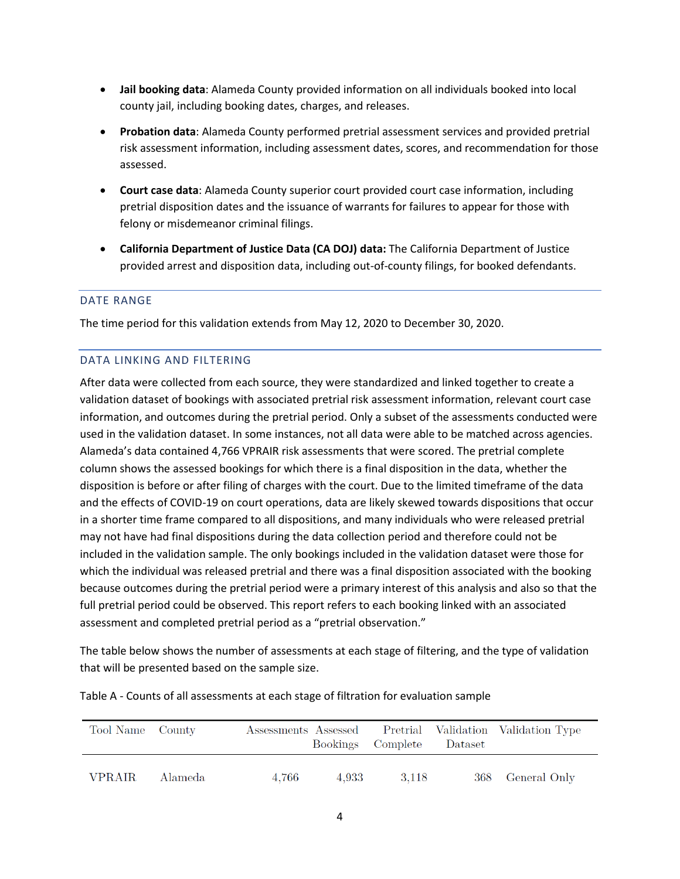- **Jail booking data**: Alameda County provided information on all individuals booked into local county jail, including booking dates, charges, and releases.
- **Probation data**: Alameda County performed pretrial assessment services and provided pretrial risk assessment information, including assessment dates, scores, and recommendation for those assessed.
- **Court case data**: Alameda County superior court provided court case information, including pretrial disposition dates and the issuance of warrants for failures to appear for those with felony or misdemeanor criminal filings.
- **California Department of Justice Data (CA DOJ) data:** The California Department of Justice provided arrest and disposition data, including out-of-county filings, for booked defendants.

## DATE RANGE

The time period for this validation extends from May 12, 2020 to December 30, 2020.

## DATA LINKING AND FILTERING

After data were collected from each source, they were standardized and linked together to create a validation dataset of bookings with associated pretrial risk assessment information, relevant court case information, and outcomes during the pretrial period. Only a subset of the assessments conducted were used in the validation dataset. In some instances, not all data were able to be matched across agencies. Alameda's data contained 4,766 VPRAIR risk assessments that were scored. The pretrial complete column shows the assessed bookings for which there is a final disposition in the data, whether the disposition is before or after filing of charges with the court. Due to the limited timeframe of the data and the effects of COVID-19 on court operations, data are likely skewed towards dispositions that occur in a shorter time frame compared to all dispositions, and many individuals who were released pretrial may not have had final dispositions during the data collection period and therefore could not be included in the validation sample. The only bookings included in the validation dataset were those for which the individual was released pretrial and there was a final disposition associated with the booking because outcomes during the pretrial period were a primary interest of this analysis and also so that the full pretrial period could be observed. This report refers to each booking linked with an associated assessment and completed pretrial period as a "pretrial observation."

The table below shows the number of assessments at each stage of filtering, and the type of validation that will be presented based on the sample size.

Table A - Counts of all assessments at each stage of filtration for evaluation sample

| Tool Name | County | Assessments | Assessed Bookings | Pretrial Complete | Validation Dataset | Validation Type |
|---|---|---|---|---|---|---|
| VPRAIR | Alameda | 4,766 | 4,933 | 3,118 | 368 | General Only |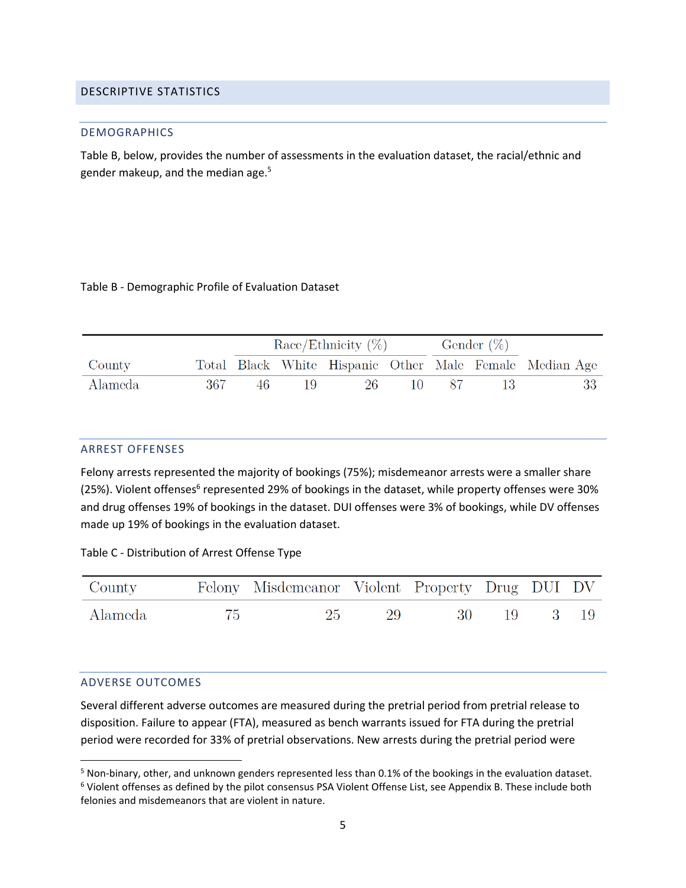## DESCRIPTIVE STATISTICS

### DEMOGRAPHICS

Table B, below, provides the number of assessments in the evaluation dataset, the racial/ethnic and gender makeup, and the median age.[5]

Table B - Demographic Profile of Evaluation Dataset

| | | Race/Ethnicity (%) | | | | Gender (%) | | |
|---|---|---|---|---|---|---|---|---|
| County | Total | Black | White | Hispanic | Other | Male | Female | Median Age |
| Alameda | 367 | 46 | 19 | 26 | 10 | 87 | 13 | 33 |

### ARREST OFFENSES

Felony arrests represented the majority of bookings (75%); misdemeanor arrests were a smaller share (25%). Violent offenses[6] represented 29% of bookings in the dataset, while property offenses were 30% and drug offenses 19% of bookings in the dataset. DUI offenses were 3% of bookings, while DV offenses made up 19% of bookings in the evaluation dataset.

Table C - Distribution of Arrest Offense Type

| County | Felony | Misdemeanor | Violent | Property | Drug | DUI | DV |
|---|---|---|---|---|---|---|---|
| Alameda | 75 | 25 | 29 | 30 | 19 | 3 | 19 |

### ADVERSE OUTCOMES

Several different adverse outcomes are measured during the pretrial period from pretrial release to disposition. Failure to appear (FTA), measured as bench warrants issued for FTA during the pretrial period were recorded for 33% of pretrial observations. New arrests during the pretrial period were

[5] Non-binary, other, and unknown genders represented less than 0.1% of the bookings in the evaluation dataset.

[6] Violent offenses as defined by the pilot consensus PSA Violent Offense List, see Appendix B. These include both felonies and misdemeanors that are violent in nature.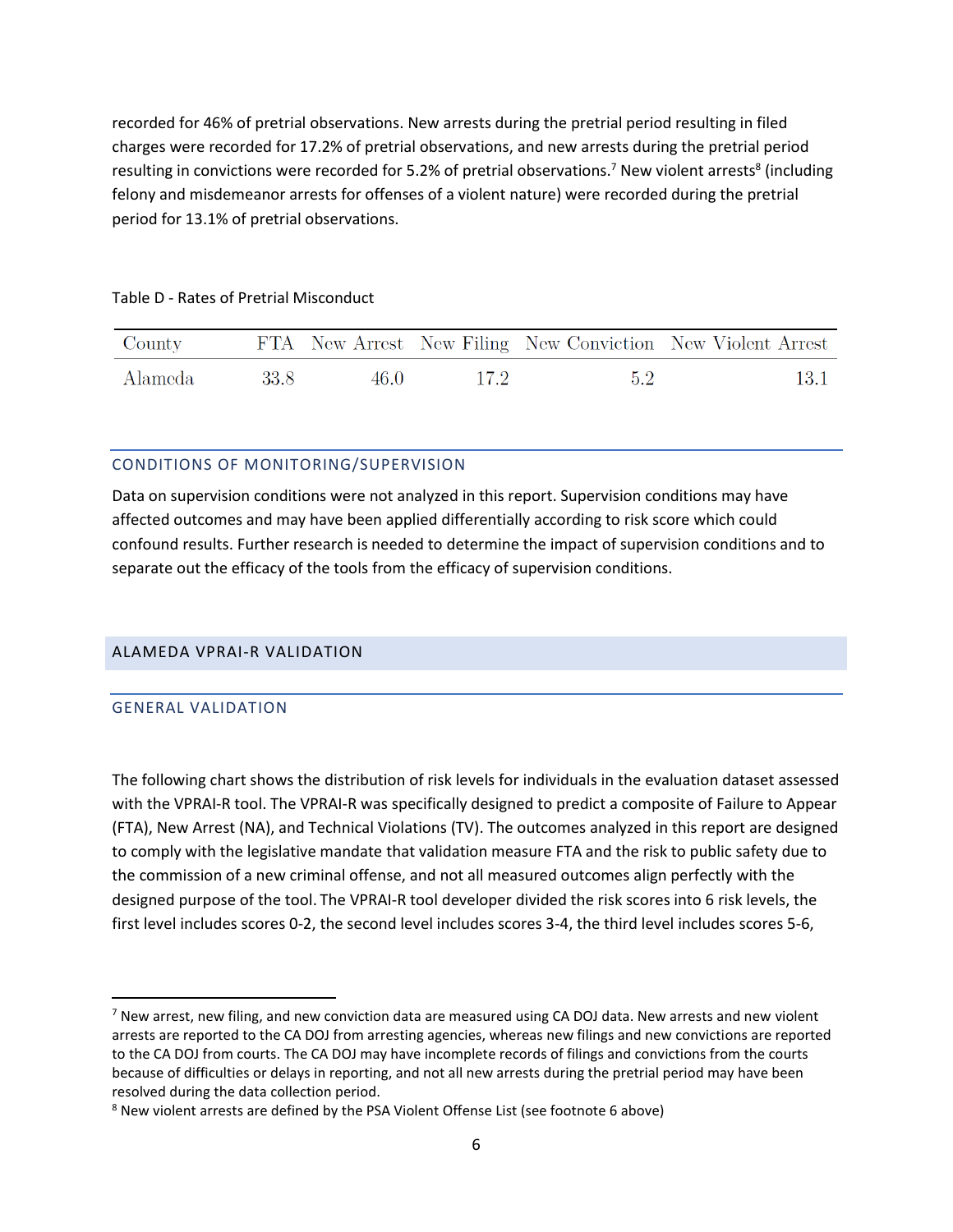recorded for 46% of pretrial observations. New arrests during the pretrial period resulting in filed charges were recorded for 17.2% of pretrial observations, and new arrests during the pretrial period resulting in convictions were recorded for 5.2% of pretrial observations.[7] New violent arrests[8] (including felony and misdemeanor arrests for offenses of a violent nature) were recorded during the pretrial period for 13.1% of pretrial observations.

Table D - Rates of Pretrial Misconduct

| County | FTA | New Arrest | New Filing | New Conviction | New Violent Arrest |
|---|---|---|---|---|---|
| Alameda | 33.8 | 46.0 | 17.2 | 5.2 | 13.1 |

### CONDITIONS OF MONITORING/SUPERVISION

Data on supervision conditions were not analyzed in this report. Supervision conditions may have affected outcomes and may have been applied differentially according to risk score which could confound results. Further research is needed to determine the impact of supervision conditions and to separate out the efficacy of the tools from the efficacy of supervision conditions.

## ALAMEDA VPRAI-R VALIDATION

### GENERAL VALIDATION

The following chart shows the distribution of risk levels for individuals in the evaluation dataset assessed with the VPRAI-R tool. The VPRAI-R was specifically designed to predict a composite of Failure to Appear (FTA), New Arrest (NA), and Technical Violations (TV). The outcomes analyzed in this report are designed to comply with the legislative mandate that validation measure FTA and the risk to public safety due to the commission of a new criminal offense, and not all measured outcomes align perfectly with the designed purpose of the tool. The VPRAI-R tool developer divided the risk scores into 6 risk levels, the first level includes scores 0-2, the second level includes scores 3-4, the third level includes scores 5-6,

[7] New arrest, new filing, and new conviction data are measured using CA DOJ data. New arrests and new violent arrests are reported to the CA DOJ from arresting agencies, whereas new filings and new convictions are reported to the CA DOJ from courts. The CA DOJ may have incomplete records of filings and convictions from the courts because of difficulties or delays in reporting, and not all new arrests during the pretrial period may have been resolved during the data collection period.

[8] New violent arrests are defined by the PSA Violent Offense List (see footnote 6 above)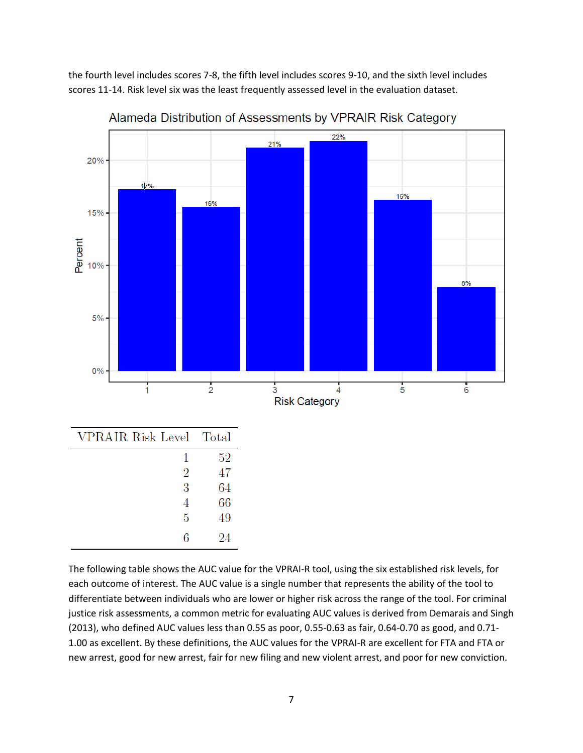the fourth level includes scores 7-8, the fifth level includes scores 9-10, and the sixth level includes scores 11-14. Risk level six was the least frequently assessed level in the evaluation dataset.

Alameda Distribution of Assessments by VPRAIR Risk Category

| VPRAIR Risk Level | Total |
|---|---|
| 1 | 52 |
| 2 | 47 |
| 3 | 64 |
| 4 | 66 |
| 5 | 49 |
| 6 | 24 |

The following table shows the AUC value for the VPRAI-R tool, using the six established risk levels, for each outcome of interest. The AUC value is a single number that represents the ability of the tool to differentiate between individuals who are lower or higher risk across the range of the tool. For criminal justice risk assessments, a common metric for evaluating AUC values is derived from Demarais and Singh (2013), who defined AUC values less than 0.55 as poor, 0.55-0.63 as fair, 0.64-0.70 as good, and 0.71-1.00 as excellent. By these definitions, the AUC values for the VPRAI-R are excellent for FTA and FTA or new arrest, good for new arrest, fair for new filing and new violent arrest, and poor for new conviction.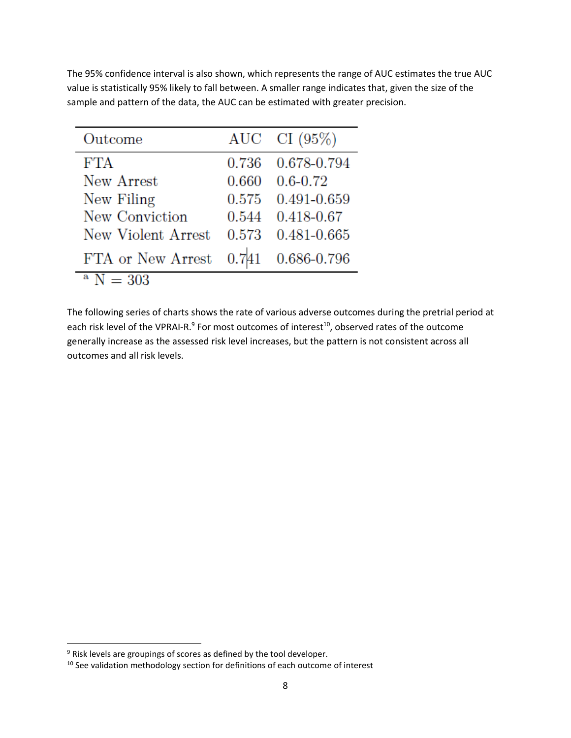The 95% confidence interval is also shown, which represents the range of AUC estimates the true AUC value is statistically 95% likely to fall between. A smaller range indicates that, given the size of the sample and pattern of the data, the AUC can be estimated with greater precision.

| Outcome | AUC | CI (95%) |
|---|---|---|
| FTA | 0.736 | 0.678-0.794 |
| New Arrest | 0.660 | 0.6-0.72 |
| New Filing | 0.575 | 0.491-0.659 |
| New Conviction | 0.544 | 0.418-0.67 |
| New Violent Arrest | 0.573 | 0.481-0.665 |
| FTA or New Arrest | 0.741 | 0.686-0.796 |

[a] N = 303

The following series of charts shows the rate of various adverse outcomes during the pretrial period at each risk level of the VPRAI-R.[9] For most outcomes of interest[10], observed rates of the outcome generally increase as the assessed risk level increases, but the pattern is not consistent across all outcomes and all risk levels.

[9] Risk levels are groupings of scores as defined by the tool developer.

[10] See validation methodology section for definitions of each outcome of interest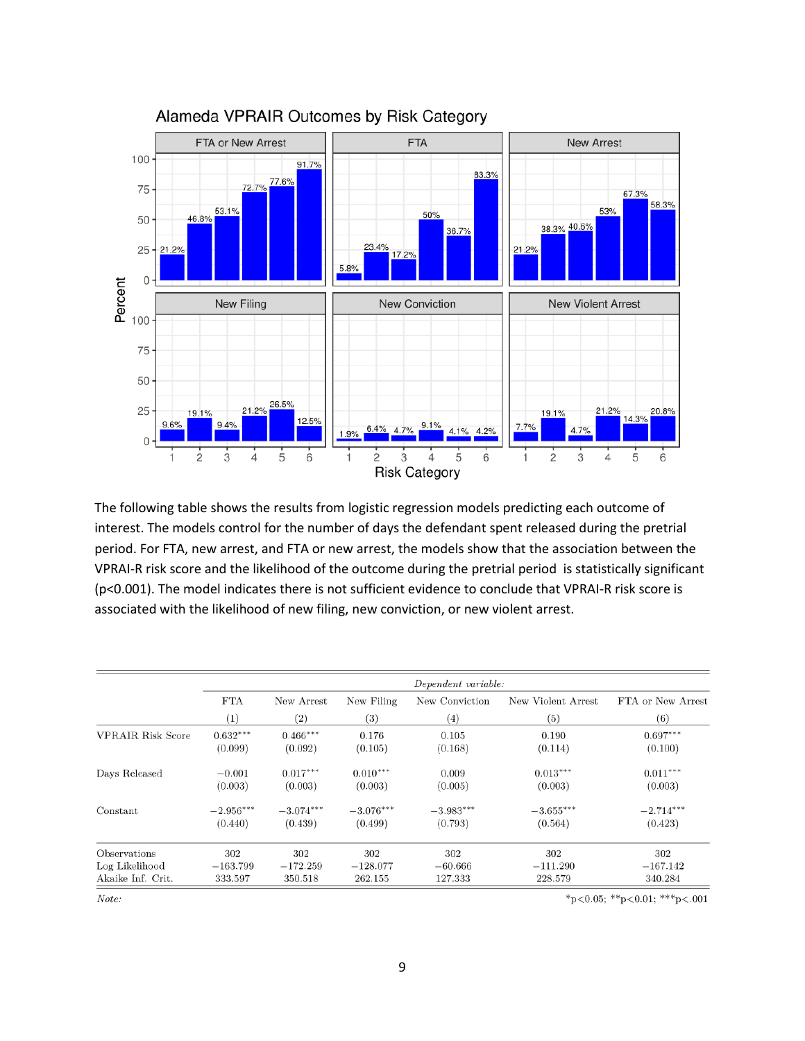Alameda VPRAIR Outcomes by Risk Category

The following table shows the results from logistic regression models predicting each outcome of interest. The models control for the number of days the defendant spent released during the pretrial period. For FTA, new arrest, and FTA or new arrest, the models show that the association between the VPRAI-R risk score and the likelihood of the outcome during the pretrial period is statistically significant ($p<0.001$). The model indicates there is not sufficient evidence to conclude that VPRAI-R risk score is associated with the likelihood of new filing, new conviction, or new violent arrest.

| | *Dependent variable:* | | | | | |
|---|---|---|---|---|---|---|
| | FTA | New Arrest | New Filing | New Conviction | New Violent Arrest | FTA or New Arrest |
| | (1) | (2) | (3) | (4) | (5) | (6) |
| VPRAIR Risk Score | 0.632*** | 0.466*** | 0.176 | 0.105 | 0.190 | 0.697*** |
| | (0.099) | (0.092) | (0.105) | (0.168) | (0.114) | (0.100) |
| Days Released | −0.001 | 0.017*** | 0.010*** | 0.009 | 0.013*** | 0.011*** |
| | (0.003) | (0.003) | (0.003) | (0.005) | (0.003) | (0.003) |
| Constant | −2.956*** | −3.074*** | −3.076*** | −3.983*** | −3.655*** | −2.714*** |
| | (0.440) | (0.439) | (0.499) | (0.793) | (0.564) | (0.423) |
| Observations | 302 | 302 | 302 | 302 | 302 | 302 |
| Log Likelihood | −163.799 | −172.259 | −128.077 | −60.666 | −111.290 | −167.142 |
| Akaike Inf. Crit. | 333.597 | 350.518 | 262.155 | 127.333 | 228.579 | 340.284 |

*Note:* \*p<0.05; \*\*p<0.01; \*\*\*p<.001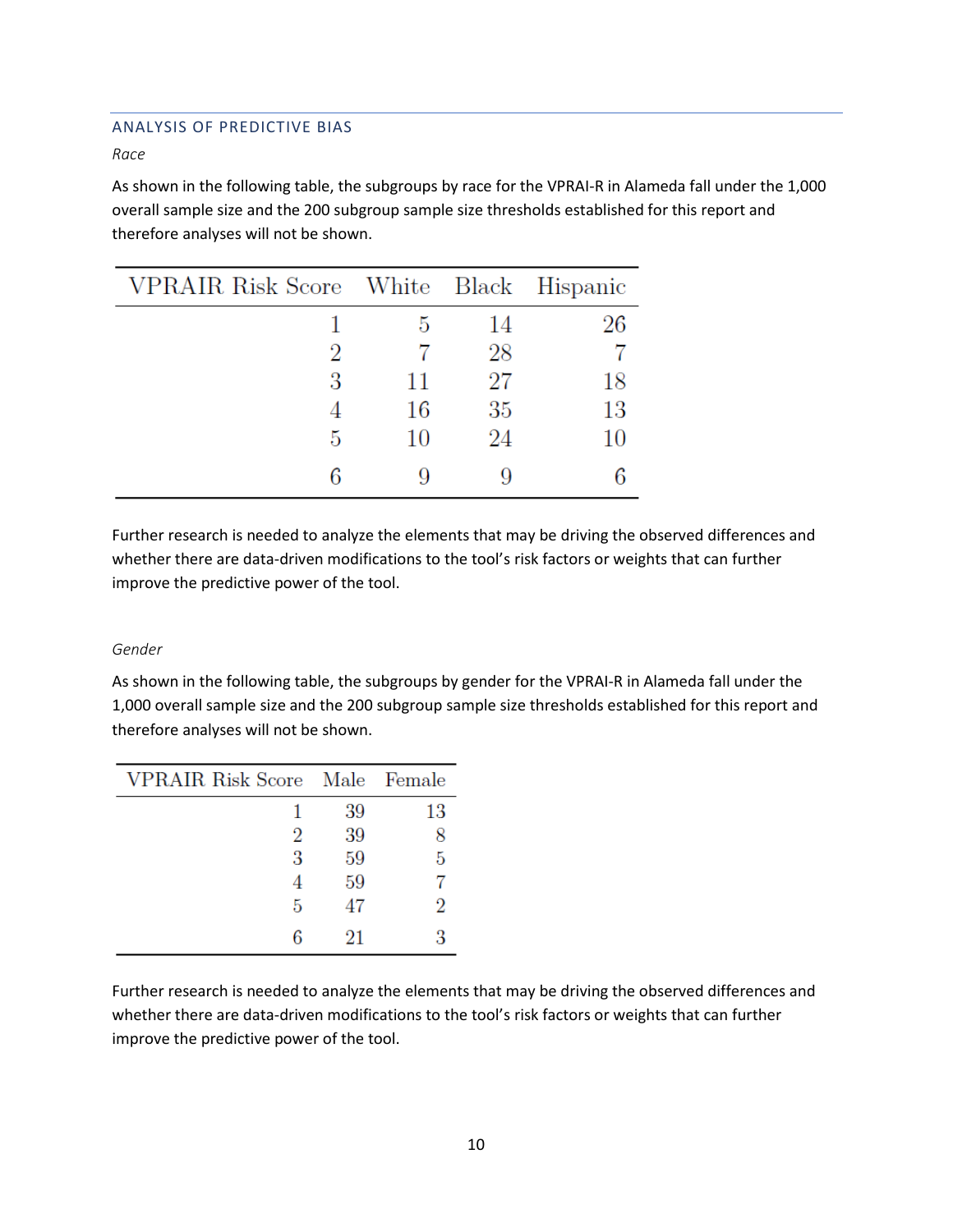## ANALYSIS OF PREDICTIVE BIAS

*Race*

As shown in the following table, the subgroups by race for the VPRAI-R in Alameda fall under the 1,000 overall sample size and the 200 subgroup sample size thresholds established for this report and therefore analyses will not be shown.

| VPRAIR Risk Score | White | Black | Hispanic |
|---|---|---|---|
| 1 | 5 | 14 | 26 |
| 2 | 7 | 28 | 7 |
| 3 | 11 | 27 | 18 |
| 4 | 16 | 35 | 13 |
| 5 | 10 | 24 | 10 |
| 6 | 9 | 9 | 6 |

Further research is needed to analyze the elements that may be driving the observed differences and whether there are data-driven modifications to the tool's risk factors or weights that can further improve the predictive power of the tool.

*Gender*

As shown in the following table, the subgroups by gender for the VPRAI-R in Alameda fall under the 1,000 overall sample size and the 200 subgroup sample size thresholds established for this report and therefore analyses will not be shown.

| VPRAIR Risk Score | Male | Female |
|---|---|---|
| 1 | 39 | 13 |
| 2 | 39 | 8 |
| 3 | 59 | 5 |
| 4 | 59 | 7 |
| 5 | 47 | 2 |
| 6 | 21 | 3 |

Further research is needed to analyze the elements that may be driving the observed differences and whether there are data-driven modifications to the tool's risk factors or weights that can further improve the predictive power of the tool.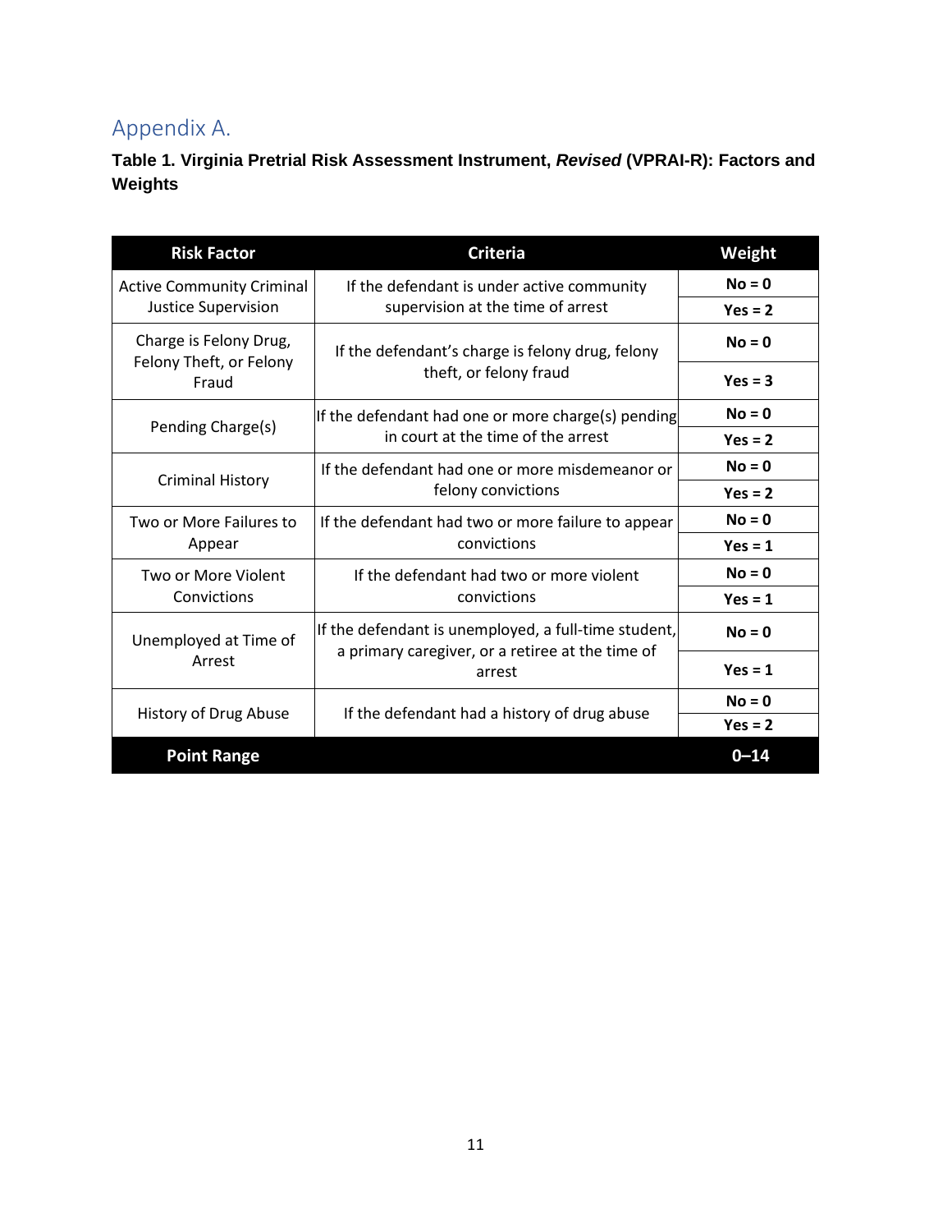# Appendix A.

**Table 1. Virginia Pretrial Risk Assessment Instrument, *Revised* (VPRAI-R): Factors and Weights**

| Risk Factor | Criteria | Weight |
|---|---|---|
| Active Community Criminal Justice Supervision | If the defendant is under active community supervision at the time of arrest | **No = 0** |
| | | **Yes = 2** |
| Charge is Felony Drug, Felony Theft, or Felony Fraud | If the defendant's charge is felony drug, felony theft, or felony fraud | **No = 0** |
| | | **Yes = 3** |
| Pending Charge(s) | If the defendant had one or more charge(s) pending in court at the time of the arrest | **No = 0** |
| | | **Yes = 2** |
| Criminal History | If the defendant had one or more misdemeanor or felony convictions | **No = 0** |
| | | **Yes = 2** |
| Two or More Failures to Appear | If the defendant had two or more failure to appear convictions | **No = 0** |
| | | **Yes = 1** |
| Two or More Violent Convictions | If the defendant had two or more violent convictions | **No = 0** |
| | | **Yes = 1** |
| Unemployed at Time of Arrest | If the defendant is unemployed, a full-time student, a primary caregiver, or a retiree at the time of arrest | **No = 0** |
| | | **Yes = 1** |
| History of Drug Abuse | If the defendant had a history of drug abuse | **No = 0** |
| | | **Yes = 2** |
| **Point Range** | | **0–14** |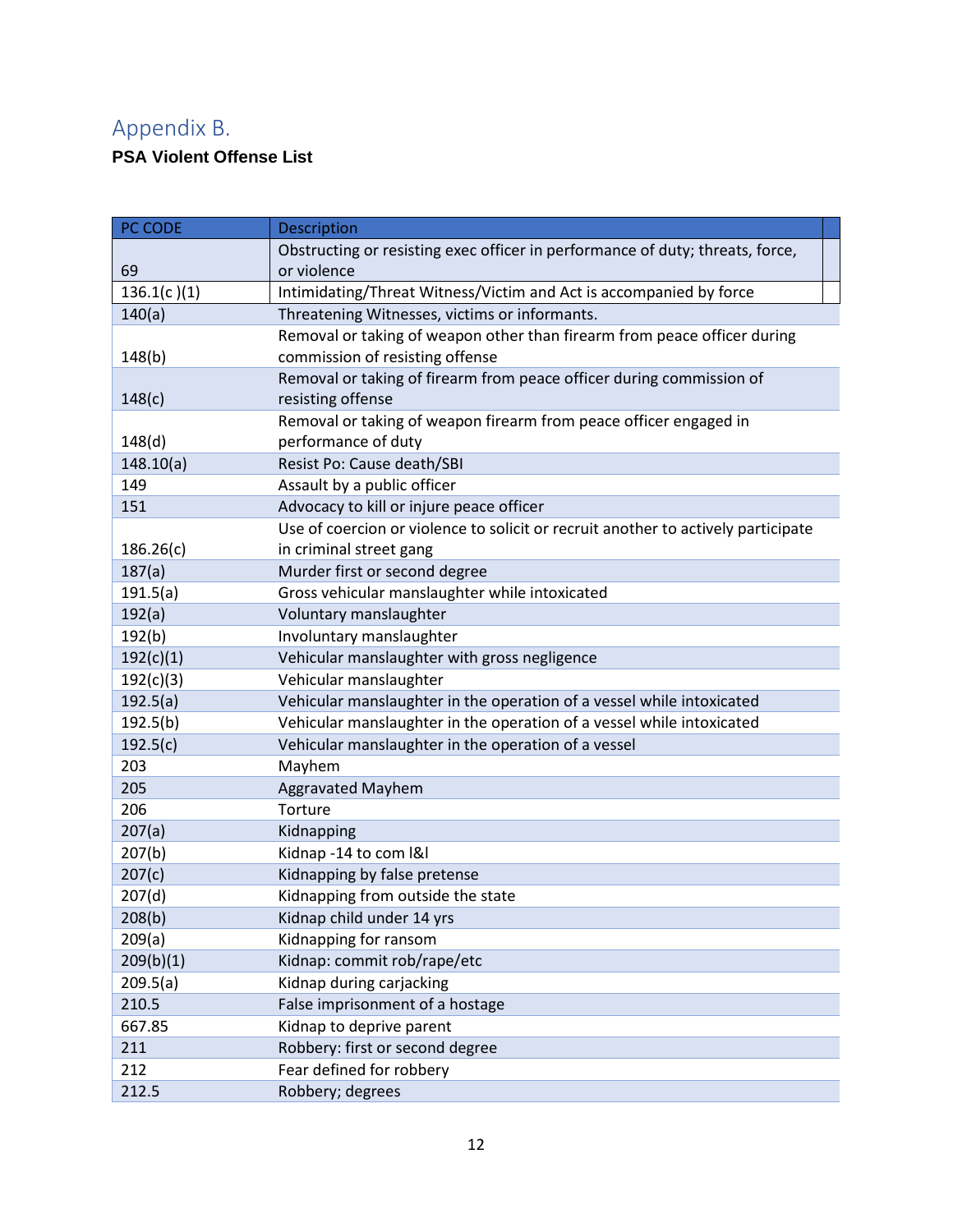## Appendix B.

**PSA Violent Offense List**

| PC CODE | Description |
|---|---|
| 69 | Obstructing or resisting exec officer in performance of duty; threats, force, or violence |
| 136.1(c )(1) | Intimidating/Threat Witness/Victim and Act is accompanied by force |
| 140(a) | Threatening Witnesses, victims or informants. |
| 148(b) | Removal or taking of weapon other than firearm from peace officer during commission of resisting offense |
| 148(c) | Removal or taking of firearm from peace officer during commission of resisting offense |
| 148(d) | Removal or taking of weapon firearm from peace officer engaged in performance of duty |
| 148.10(a) | Resist Po: Cause death/SBI |
| 149 | Assault by a public officer |
| 151 | Advocacy to kill or injure peace officer |
| 186.26(c) | Use of coercion or violence to solicit or recruit another to actively participate in criminal street gang |
| 187(a) | Murder first or second degree |
| 191.5(a) | Gross vehicular manslaughter while intoxicated |
| 192(a) | Voluntary manslaughter |
| 192(b) | Involuntary manslaughter |
| 192(c)(1) | Vehicular manslaughter with gross negligence |
| 192(c)(3) | Vehicular manslaughter |
| 192.5(a) | Vehicular manslaughter in the operation of a vessel while intoxicated |
| 192.5(b) | Vehicular manslaughter in the operation of a vessel while intoxicated |
| 192.5(c) | Vehicular manslaughter in the operation of a vessel |
| 203 | Mayhem |
| 205 | Aggravated Mayhem |
| 206 | Torture |
| 207(a) | Kidnapping |
| 207(b) | Kidnap -14 to com l&l |
| 207(c) | Kidnapping by false pretense |
| 207(d) | Kidnapping from outside the state |
| 208(b) | Kidnap child under 14 yrs |
| 209(a) | Kidnapping for ransom |
| 209(b)(1) | Kidnap: commit rob/rape/etc |
| 209.5(a) | Kidnap during carjacking |
| 210.5 | False imprisonment of a hostage |
| 667.85 | Kidnap to deprive parent |
| 211 | Robbery: first or second degree |
| 212 | Fear defined for robbery |
| 212.5 | Robbery; degrees |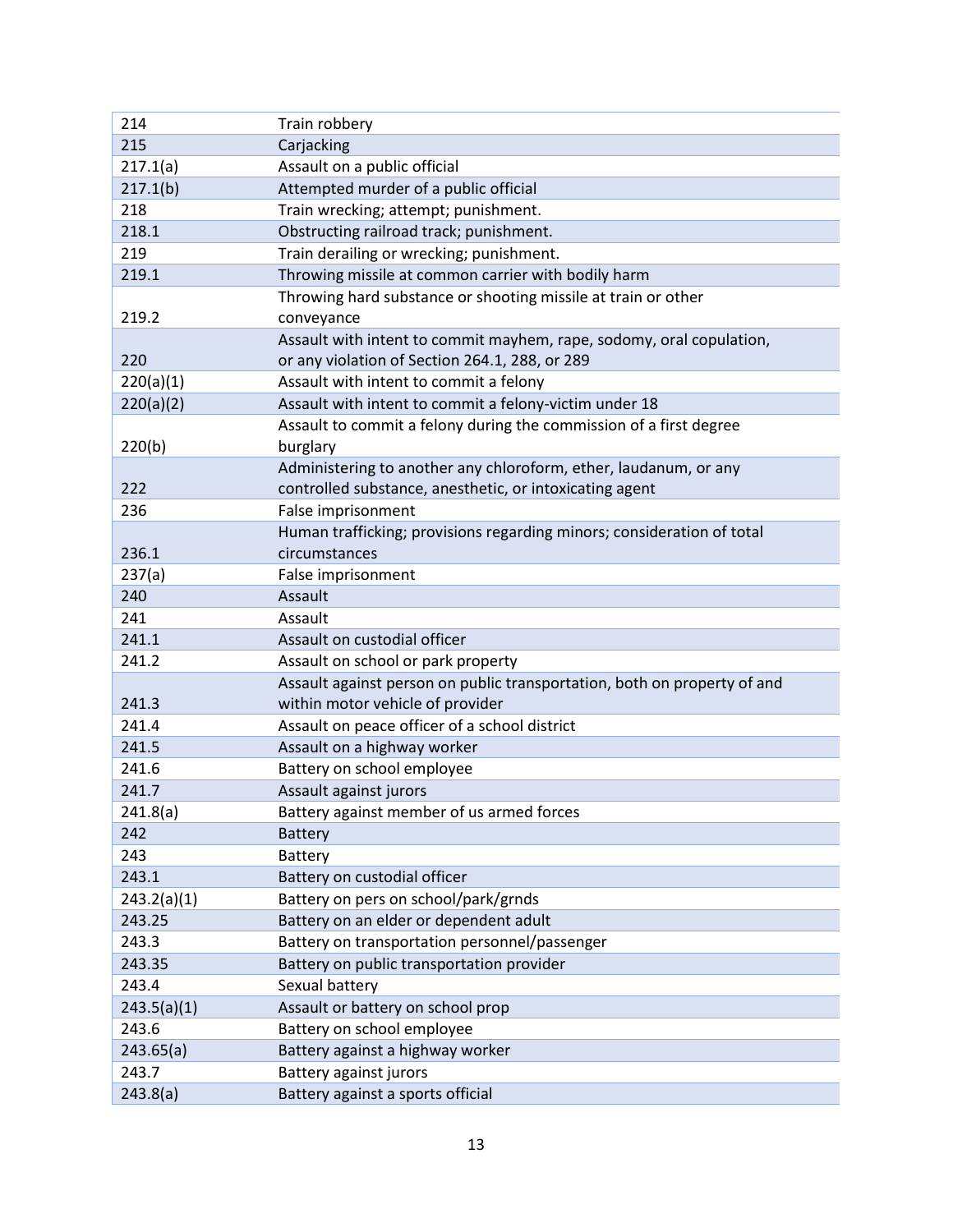| 214 | Train robbery |
|---|---|
| 215 | Carjacking |
| 217.1(a) | Assault on a public official |
| 217.1(b) | Attempted murder of a public official |
| 218 | Train wrecking; attempt; punishment. |
| 218.1 | Obstructing railroad track; punishment. |
| 219 | Train derailing or wrecking; punishment. |
| 219.1 | Throwing missile at common carrier with bodily harm |
| 219.2 | Throwing hard substance or shooting missile at train or other conveyance |
| 220 | Assault with intent to commit mayhem, rape, sodomy, oral copulation, or any violation of Section 264.1, 288, or 289 |
| 220(a)(1) | Assault with intent to commit a felony |
| 220(a)(2) | Assault with intent to commit a felony-victim under 18 |
| 220(b) | Assault to commit a felony during the commission of a first degree burglary |
| 222 | Administering to another any chloroform, ether, laudanum, or any controlled substance, anesthetic, or intoxicating agent |
| 236 | False imprisonment |
| 236.1 | Human trafficking; provisions regarding minors; consideration of total circumstances |
| 237(a) | False imprisonment |
| 240 | Assault |
| 241 | Assault |
| 241.1 | Assault on custodial officer |
| 241.2 | Assault on school or park property |
| 241.3 | Assault against person on public transportation, both on property of and within motor vehicle of provider |
| 241.4 | Assault on peace officer of a school district |
| 241.5 | Assault on a highway worker |
| 241.6 | Battery on school employee |
| 241.7 | Assault against jurors |
| 241.8(a) | Battery against member of us armed forces |
| 242 | Battery |
| 243 | Battery |
| 243.1 | Battery on custodial officer |
| 243.2(a)(1) | Battery on pers on school/park/grnds |
| 243.25 | Battery on an elder or dependent adult |
| 243.3 | Battery on transportation personnel/passenger |
| 243.35 | Battery on public transportation provider |
| 243.4 | Sexual battery |
| 243.5(a)(1) | Assault or battery on school prop |
| 243.6 | Battery on school employee |
| 243.65(a) | Battery against a highway worker |
| 243.7 | Battery against jurors |
| 243.8(a) | Battery against a sports official |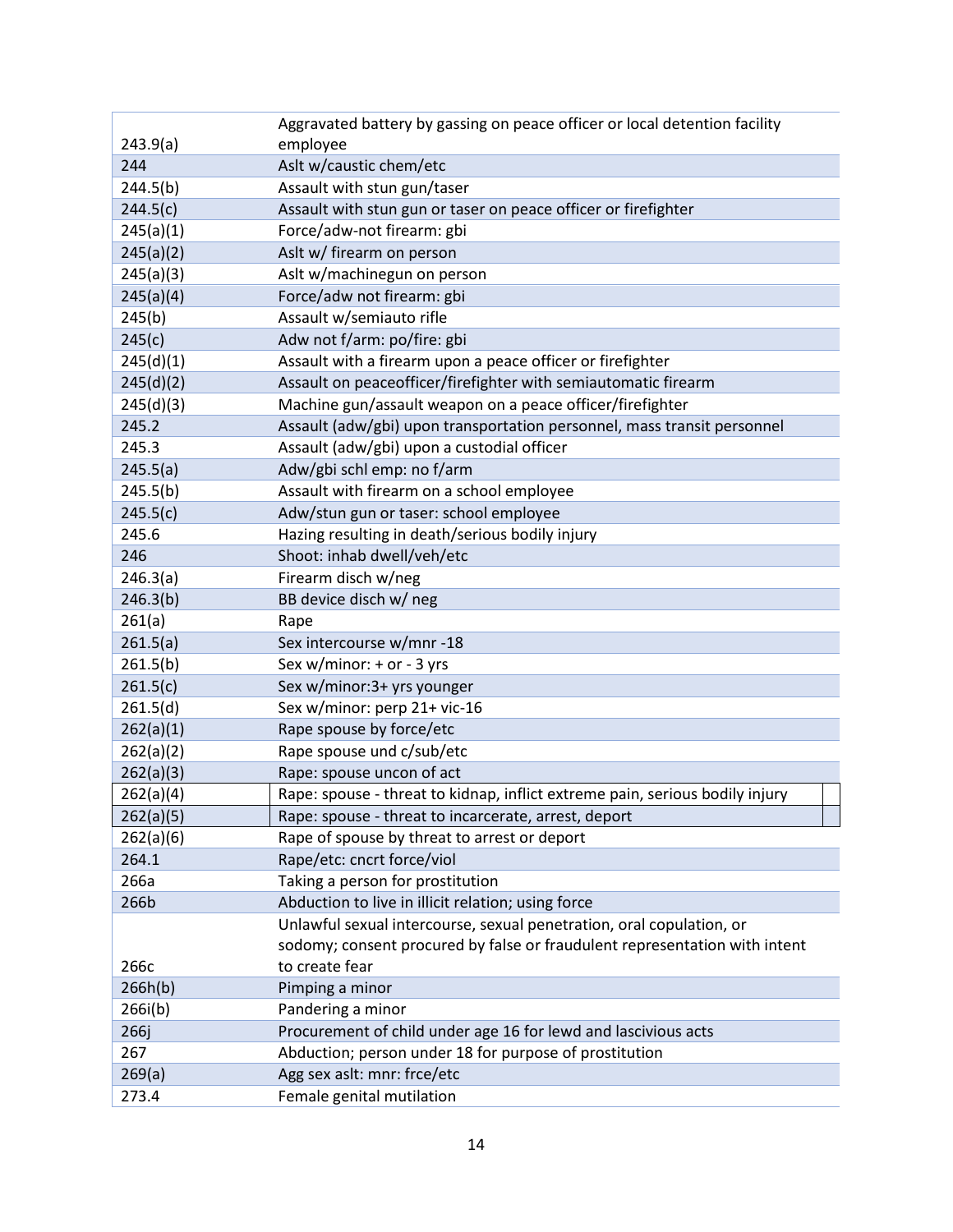| | |
|---|---|
| 243.9(a) | Aggravated battery by gassing on peace officer or local detention facility employee |
| 244 | Aslt w/caustic chem/etc |
| 244.5(b) | Assault with stun gun/taser |
| 244.5(c) | Assault with stun gun or taser on peace officer or firefighter |
| 245(a)(1) | Force/adw-not firearm: gbi |
| 245(a)(2) | Aslt w/ firearm on person |
| 245(a)(3) | Aslt w/machinegun on person |
| 245(a)(4) | Force/adw not firearm: gbi |
| 245(b) | Assault w/semiauto rifle |
| 245(c) | Adw not f/arm: po/fire: gbi |
| 245(d)(1) | Assault with a firearm upon a peace officer or firefighter |
| 245(d)(2) | Assault on peaceofficer/firefighter with semiautomatic firearm |
| 245(d)(3) | Machine gun/assault weapon on a peace officer/firefighter |
| 245.2 | Assault (adw/gbi) upon transportation personnel, mass transit personnel |
| 245.3 | Assault (adw/gbi) upon a custodial officer |
| 245.5(a) | Adw/gbi schl emp: no f/arm |
| 245.5(b) | Assault with firearm on a school employee |
| 245.5(c) | Adw/stun gun or taser: school employee |
| 245.6 | Hazing resulting in death/serious bodily injury |
| 246 | Shoot: inhab dwell/veh/etc |
| 246.3(a) | Firearm disch w/neg |
| 246.3(b) | BB device disch w/ neg |
| 261(a) | Rape |
| 261.5(a) | Sex intercourse w/mnr -18 |
| 261.5(b) | Sex w/minor: + or - 3 yrs |
| 261.5(c) | Sex w/minor:3+ yrs younger |
| 261.5(d) | Sex w/minor: perp 21+ vic-16 |
| 262(a)(1) | Rape spouse by force/etc |
| 262(a)(2) | Rape spouse und c/sub/etc |
| 262(a)(3) | Rape: spouse uncon of act |
| 262(a)(4) | Rape: spouse - threat to kidnap, inflict extreme pain, serious bodily injury |
| 262(a)(5) | Rape: spouse - threat to incarcerate, arrest, deport |
| 262(a)(6) | Rape of spouse by threat to arrest or deport |
| 264.1 | Rape/etc: cncrt force/viol |
| 266a | Taking a person for prostitution |
| 266b | Abduction to live in illicit relation; using force |
| 266c | Unlawful sexual intercourse, sexual penetration, oral copulation, or sodomy; consent procured by false or fraudulent representation with intent to create fear |
| 266h(b) | Pimping a minor |
| 266i(b) | Pandering a minor |
| 266j | Procurement of child under age 16 for lewd and lascivious acts |
| 267 | Abduction; person under 18 for purpose of prostitution |
| 269(a) | Agg sex aslt: mnr: frce/etc |
| 273.4 | Female genital mutilation |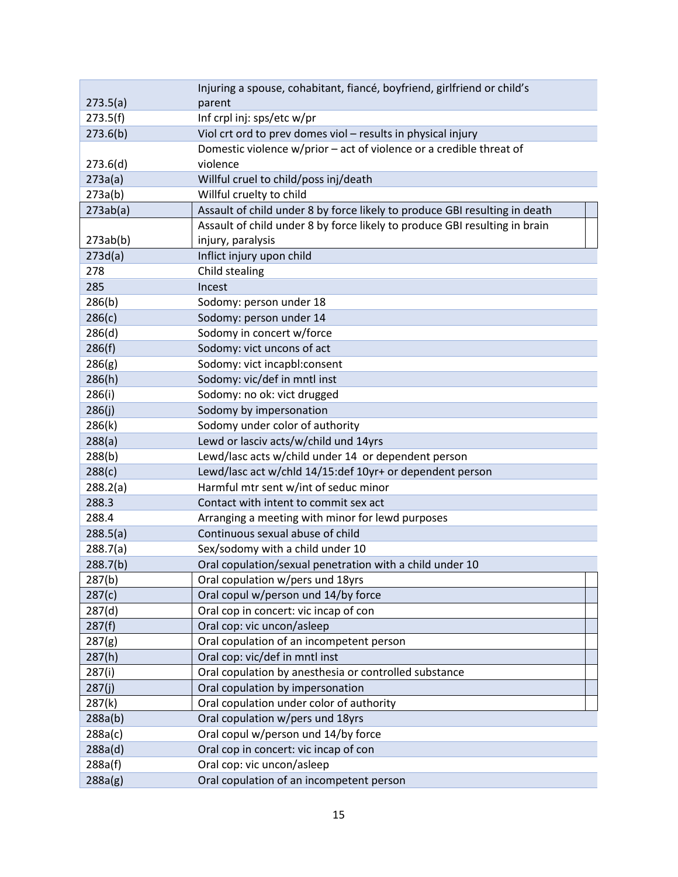| | |
|---|---|
| 273.5(a) | Injuring a spouse, cohabitant, fiancé, boyfriend, girlfriend or child's parent |
| 273.5(f) | Inf crpl inj: sps/etc w/pr |
| 273.6(b) | Viol crt ord to prev domes viol – results in physical injury |
| 273.6(d) | Domestic violence w/prior – act of violence or a credible threat of violence |
| 273a(a) | Willful cruel to child/poss inj/death |
| 273a(b) | Willful cruelty to child |
| 273ab(a) | Assault of child under 8 by force likely to produce GBI resulting in death |
| 273ab(b) | Assault of child under 8 by force likely to produce GBI resulting in brain injury, paralysis |
| 273d(a) | Inflict injury upon child |
| 278 | Child stealing |
| 285 | Incest |
| 286(b) | Sodomy: person under 18 |
| 286(c) | Sodomy: person under 14 |
| 286(d) | Sodomy in concert w/force |
| 286(f) | Sodomy: vict uncons of act |
| 286(g) | Sodomy: vict incapbl:consent |
| 286(h) | Sodomy: vic/def in mntl inst |
| 286(i) | Sodomy: no ok: vict drugged |
| 286(j) | Sodomy by impersonation |
| 286(k) | Sodomy under color of authority |
| 288(a) | Lewd or lasciv acts/w/child und 14yrs |
| 288(b) | Lewd/lasc acts w/child under 14 or dependent person |
| 288(c) | Lewd/lasc act w/chld 14/15:def 10yr+ or dependent person |
| 288.2(a) | Harmful mtr sent w/int of seduc minor |
| 288.3 | Contact with intent to commit sex act |
| 288.4 | Arranging a meeting with minor for lewd purposes |
| 288.5(a) | Continuous sexual abuse of child |
| 288.7(a) | Sex/sodomy with a child under 10 |
| 288.7(b) | Oral copulation/sexual penetration with a child under 10 |
| 287(b) | Oral copulation w/pers und 18yrs |
| 287(c) | Oral copul w/person und 14/by force |
| 287(d) | Oral cop in concert: vic incap of con |
| 287(f) | Oral cop: vic uncon/asleep |
| 287(g) | Oral copulation of an incompetent person |
| 287(h) | Oral cop: vic/def in mntl inst |
| 287(i) | Oral copulation by anesthesia or controlled substance |
| 287(j) | Oral copulation by impersonation |
| 287(k) | Oral copulation under color of authority |
| 288a(b) | Oral copulation w/pers und 18yrs |
| 288a(c) | Oral copul w/person und 14/by force |
| 288a(d) | Oral cop in concert: vic incap of con |
| 288a(f) | Oral cop: vic uncon/asleep |
| 288a(g) | Oral copulation of an incompetent person |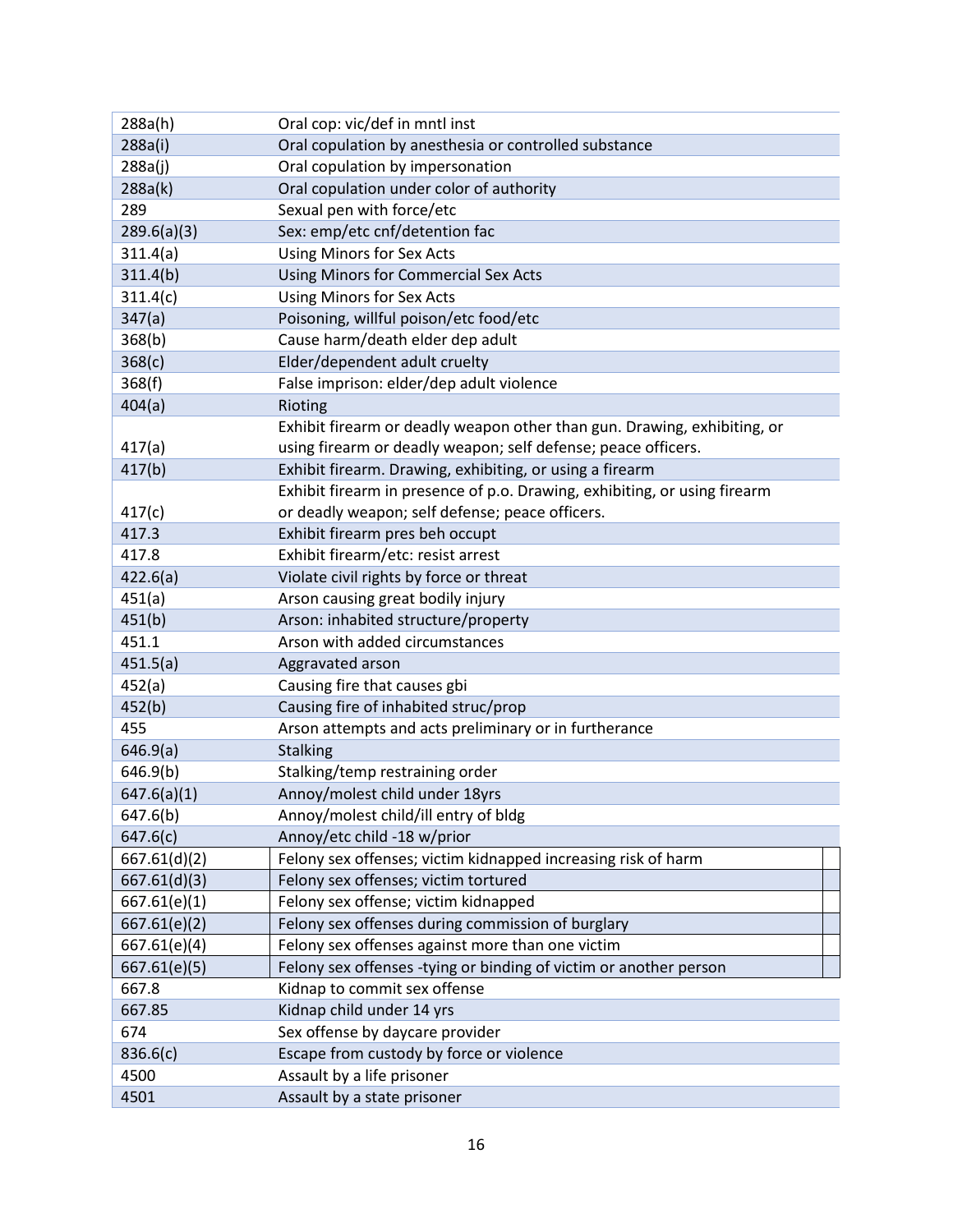| | |
|---|---|
| 288a(h) | Oral cop: vic/def in mntl inst |
| 288a(i) | Oral copulation by anesthesia or controlled substance |
| 288a(j) | Oral copulation by impersonation |
| 288a(k) | Oral copulation under color of authority |
| 289 | Sexual pen with force/etc |
| 289.6(a)(3) | Sex: emp/etc cnf/detention fac |
| 311.4(a) | Using Minors for Sex Acts |
| 311.4(b) | Using Minors for Commercial Sex Acts |
| 311.4(c) | Using Minors for Sex Acts |
| 347(a) | Poisoning, willful poison/etc food/etc |
| 368(b) | Cause harm/death elder dep adult |
| 368(c) | Elder/dependent adult cruelty |
| 368(f) | False imprison: elder/dep adult violence |
| 404(a) | Rioting |
| 417(a) | Exhibit firearm or deadly weapon other than gun. Drawing, exhibiting, or using firearm or deadly weapon; self defense; peace officers. |
| 417(b) | Exhibit firearm. Drawing, exhibiting, or using a firearm |
| 417(c) | Exhibit firearm in presence of p.o. Drawing, exhibiting, or using firearm or deadly weapon; self defense; peace officers. |
| 417.3 | Exhibit firearm pres beh occupt |
| 417.8 | Exhibit firearm/etc: resist arrest |
| 422.6(a) | Violate civil rights by force or threat |
| 451(a) | Arson causing great bodily injury |
| 451(b) | Arson: inhabited structure/property |
| 451.1 | Arson with added circumstances |
| 451.5(a) | Aggravated arson |
| 452(a) | Causing fire that causes gbi |
| 452(b) | Causing fire of inhabited struc/prop |
| 455 | Arson attempts and acts preliminary or in furtherance |
| 646.9(a) | Stalking |
| 646.9(b) | Stalking/temp restraining order |
| 647.6(a)(1) | Annoy/molest child under 18yrs |
| 647.6(b) | Annoy/molest child/ill entry of bldg |
| 647.6(c) | Annoy/etc child -18 w/prior |
| 667.61(d)(2) | Felony sex offenses; victim kidnapped increasing risk of harm |
| 667.61(d)(3) | Felony sex offenses; victim tortured |
| 667.61(e)(1) | Felony sex offense; victim kidnapped |
| 667.61(e)(2) | Felony sex offenses during commission of burglary |
| 667.61(e)(4) | Felony sex offenses against more than one victim |
| 667.61(e)(5) | Felony sex offenses -tying or binding of victim or another person |
| 667.8 | Kidnap to commit sex offense |
| 667.85 | Kidnap child under 14 yrs |
| 674 | Sex offense by daycare provider |
| 836.6(c) | Escape from custody by force or violence |
| 4500 | Assault by a life prisoner |
| 4501 | Assault by a state prisoner |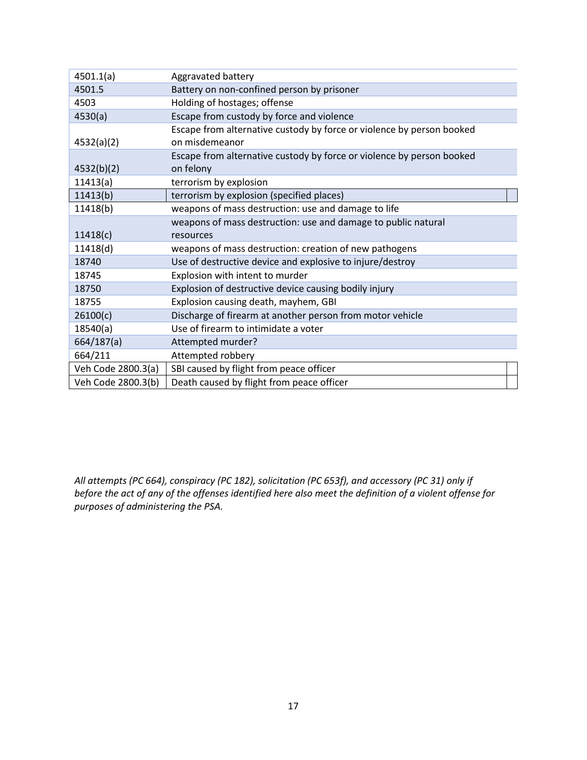| | |
|---|---|
| 4501.1(a) | Aggravated battery |
| 4501.5 | Battery on non-confined person by prisoner |
| 4503 | Holding of hostages; offense |
| 4530(a) | Escape from custody by force and violence |
| 4532(a)(2) | Escape from alternative custody by force or violence by person booked on misdemeanor |
| 4532(b)(2) | Escape from alternative custody by force or violence by person booked on felony |
| 11413(a) | terrorism by explosion |
| 11413(b) | terrorism by explosion (specified places) |
| 11418(b) | weapons of mass destruction: use and damage to life |
| 11418(c) | weapons of mass destruction: use and damage to public natural resources |
| 11418(d) | weapons of mass destruction: creation of new pathogens |
| 18740 | Use of destructive device and explosive to injure/destroy |
| 18745 | Explosion with intent to murder |
| 18750 | Explosion of destructive device causing bodily injury |
| 18755 | Explosion causing death, mayhem, GBI |
| 26100(c) | Discharge of firearm at another person from motor vehicle |
| 18540(a) | Use of firearm to intimidate a voter |
| 664/187(a) | Attempted murder? |
| 664/211 | Attempted robbery |
| Veh Code 2800.3(a) | SBI caused by flight from peace officer |
| Veh Code 2800.3(b) | Death caused by flight from peace officer |

*All attempts (PC 664), conspiracy (PC 182), solicitation (PC 653f), and accessory (PC 31) only if before the act of any of the offenses identified here also meet the definition of a violent offense for purposes of administering the PSA.*